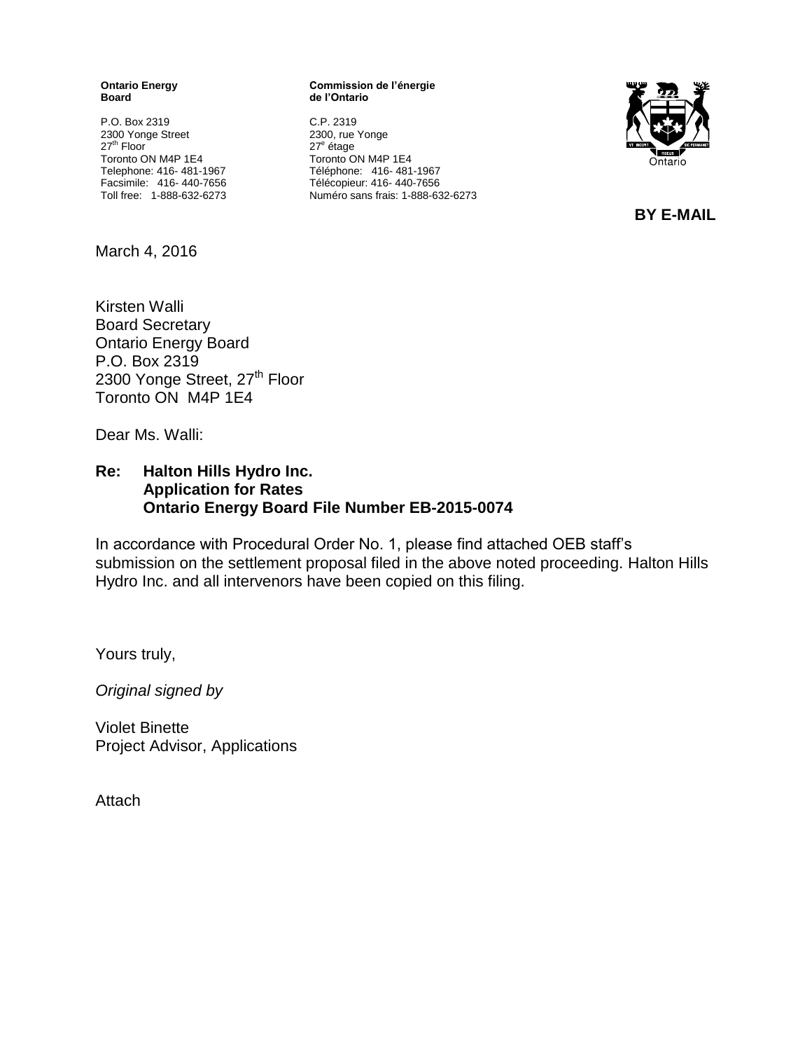**Ontario Energy Board**

P.O. Box 2319
2300 Yonge Street
27th Floor
Toronto ON M4P 1E4
Telephone: 416- 481-1967
Facsimile: 416- 440-7656
Toll free: 1-888-632-6273

**Commission de l'énergie de l'Ontario**

C.P. 2319
2300, rue Yonge
27e étage
Toronto ON M4P 1E4
Téléphone: 416- 481-1967
Télécopieur: 416- 440-7656
Numéro sans frais: 1-888-632-6273

**BY E-MAIL**

March 4, 2016

Kirsten Walli
Board Secretary
Ontario Energy Board
P.O. Box 2319
2300 Yonge Street, 27th Floor
Toronto ON M4P 1E4

Dear Ms. Walli:

**Re: Halton Hills Hydro Inc.**
**Application for Rates**
**Ontario Energy Board File Number EB-2015-0074**

In accordance with Procedural Order No. 1, please find attached OEB staff's submission on the settlement proposal filed in the above noted proceeding. Halton Hills Hydro Inc. and all intervenors have been copied on this filing.

Yours truly,

*Original signed by*

Violet Binette
Project Advisor, Applications

Attach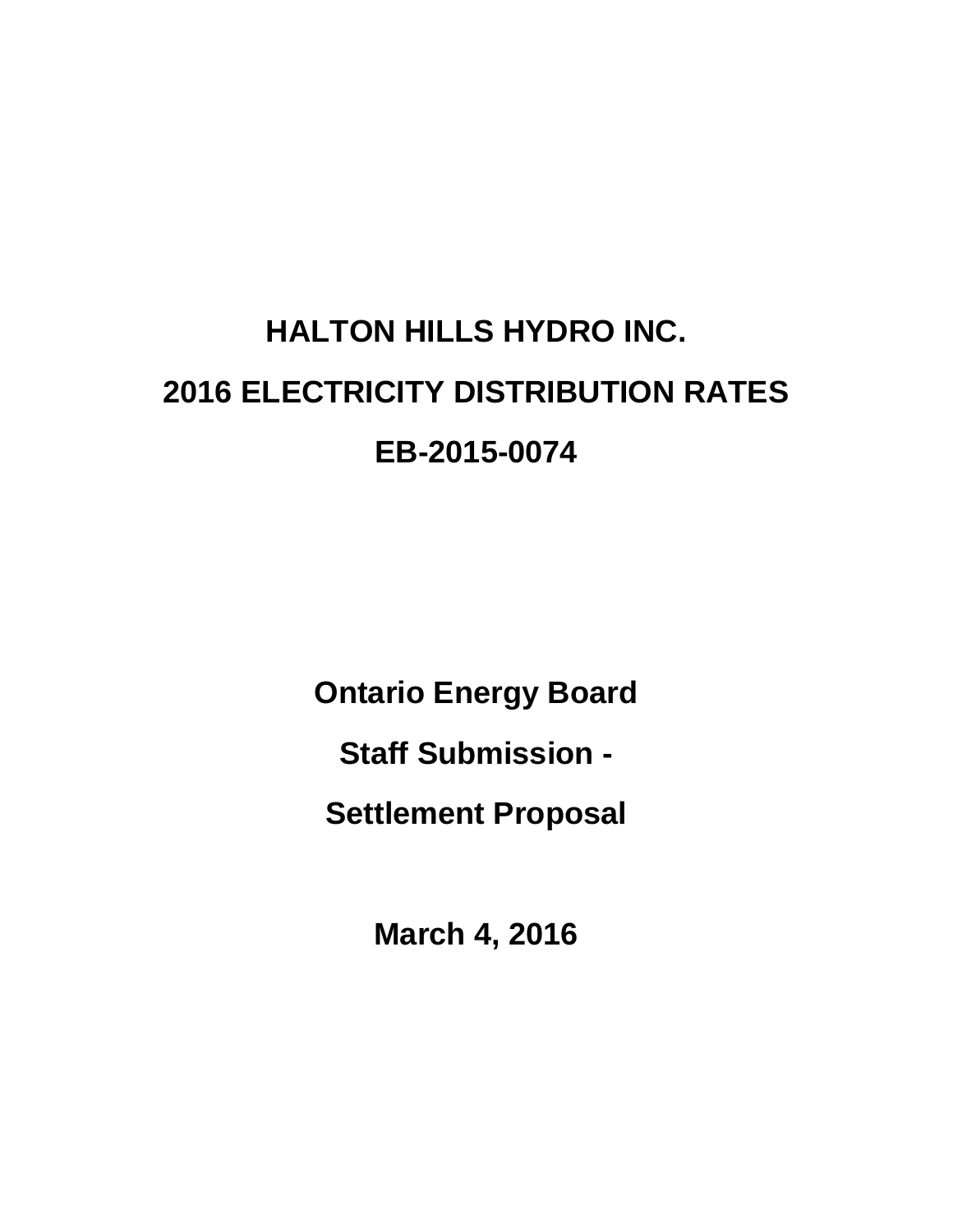# HALTON HILLS HYDRO INC.

# 2016 ELECTRICITY DISTRIBUTION RATES

# EB-2015-0074

## Ontario Energy Board

## Staff Submission -

## Settlement Proposal

## March 4, 2016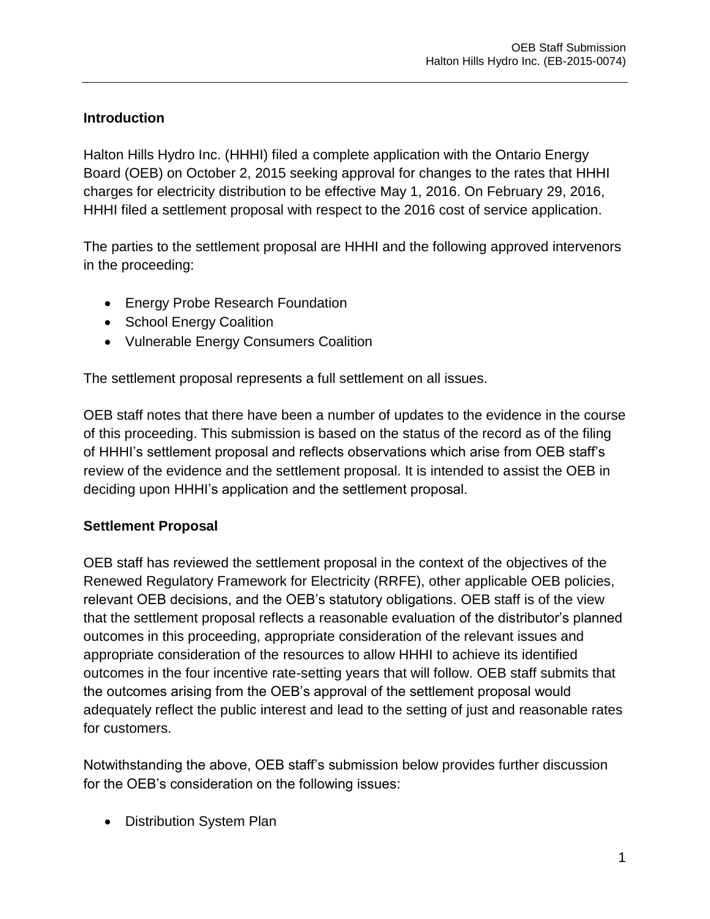## Introduction

Halton Hills Hydro Inc. (HHHI) filed a complete application with the Ontario Energy Board (OEB) on October 2, 2015 seeking approval for changes to the rates that HHHI charges for electricity distribution to be effective May 1, 2016. On February 29, 2016, HHHI filed a settlement proposal with respect to the 2016 cost of service application.

The parties to the settlement proposal are HHHI and the following approved intervenors in the proceeding:

- Energy Probe Research Foundation
- School Energy Coalition
- Vulnerable Energy Consumers Coalition

The settlement proposal represents a full settlement on all issues.

OEB staff notes that there have been a number of updates to the evidence in the course of this proceeding. This submission is based on the status of the record as of the filing of HHHI's settlement proposal and reflects observations which arise from OEB staff's review of the evidence and the settlement proposal. It is intended to assist the OEB in deciding upon HHHI's application and the settlement proposal.

## Settlement Proposal

OEB staff has reviewed the settlement proposal in the context of the objectives of the Renewed Regulatory Framework for Electricity (RRFE), other applicable OEB policies, relevant OEB decisions, and the OEB's statutory obligations. OEB staff is of the view that the settlement proposal reflects a reasonable evaluation of the distributor's planned outcomes in this proceeding, appropriate consideration of the relevant issues and appropriate consideration of the resources to allow HHHI to achieve its identified outcomes in the four incentive rate-setting years that will follow. OEB staff submits that the outcomes arising from the OEB's approval of the settlement proposal would adequately reflect the public interest and lead to the setting of just and reasonable rates for customers.

Notwithstanding the above, OEB staff's submission below provides further discussion for the OEB's consideration on the following issues:

- Distribution System Plan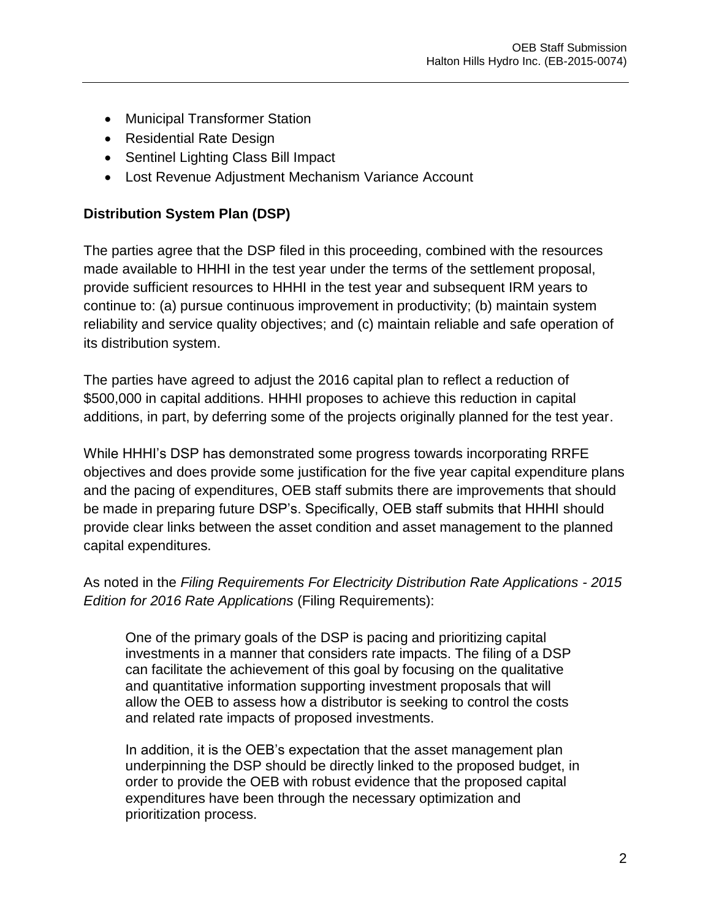- Municipal Transformer Station
- Residential Rate Design
- Sentinel Lighting Class Bill Impact
- Lost Revenue Adjustment Mechanism Variance Account

**Distribution System Plan (DSP)**

The parties agree that the DSP filed in this proceeding, combined with the resources made available to HHHI in the test year under the terms of the settlement proposal, provide sufficient resources to HHHI in the test year and subsequent IRM years to continue to: (a) pursue continuous improvement in productivity; (b) maintain system reliability and service quality objectives; and (c) maintain reliable and safe operation of its distribution system.

The parties have agreed to adjust the 2016 capital plan to reflect a reduction of $500,000 in capital additions. HHHI proposes to achieve this reduction in capital additions, in part, by deferring some of the projects originally planned for the test year.

While HHHI's DSP has demonstrated some progress towards incorporating RRFE objectives and does provide some justification for the five year capital expenditure plans and the pacing of expenditures, OEB staff submits there are improvements that should be made in preparing future DSP's. Specifically, OEB staff submits that HHHI should provide clear links between the asset condition and asset management to the planned capital expenditures.

As noted in the *Filing Requirements For Electricity Distribution Rate Applications - 2015 Edition for 2016 Rate Applications* (Filing Requirements):

> One of the primary goals of the DSP is pacing and prioritizing capital investments in a manner that considers rate impacts. The filing of a DSP can facilitate the achievement of this goal by focusing on the qualitative and quantitative information supporting investment proposals that will allow the OEB to assess how a distributor is seeking to control the costs and related rate impacts of proposed investments.
>
> In addition, it is the OEB's expectation that the asset management plan underpinning the DSP should be directly linked to the proposed budget, in order to provide the OEB with robust evidence that the proposed capital expenditures have been through the necessary optimization and prioritization process.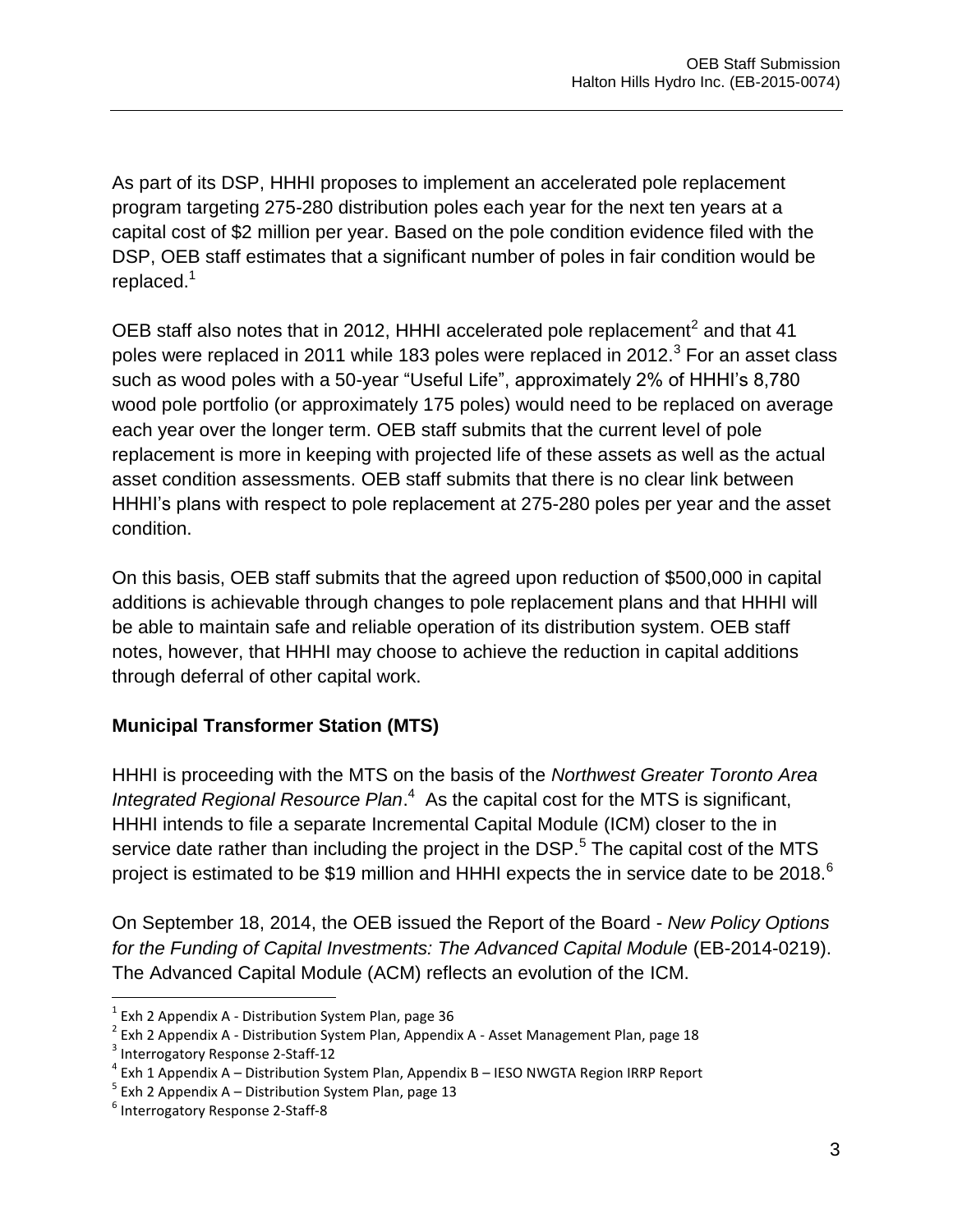As part of its DSP, HHHI proposes to implement an accelerated pole replacement program targeting 275-280 distribution poles each year for the next ten years at a capital cost of $2 million per year. Based on the pole condition evidence filed with the DSP, OEB staff estimates that a significant number of poles in fair condition would be replaced.[1]

OEB staff also notes that in 2012, HHHI accelerated pole replacement[2] and that 41 poles were replaced in 2011 while 183 poles were replaced in 2012.[3] For an asset class such as wood poles with a 50-year "Useful Life", approximately 2% of HHHI's 8,780 wood pole portfolio (or approximately 175 poles) would need to be replaced on average each year over the longer term. OEB staff submits that the current level of pole replacement is more in keeping with projected life of these assets as well as the actual asset condition assessments. OEB staff submits that there is no clear link between HHHI's plans with respect to pole replacement at 275-280 poles per year and the asset condition.

On this basis, OEB staff submits that the agreed upon reduction of $500,000 in capital additions is achievable through changes to pole replacement plans and that HHHI will be able to maintain safe and reliable operation of its distribution system. OEB staff notes, however, that HHHI may choose to achieve the reduction in capital additions through deferral of other capital work.

## Municipal Transformer Station (MTS)

HHHI is proceeding with the MTS on the basis of the *Northwest Greater Toronto Area Integrated Regional Resource Plan*.[4] As the capital cost for the MTS is significant, HHHI intends to file a separate Incremental Capital Module (ICM) closer to the in service date rather than including the project in the DSP.[5] The capital cost of the MTS project is estimated to be $19 million and HHHI expects the in service date to be 2018.[6]

On September 18, 2014, the OEB issued the Report of the Board - *New Policy Options for the Funding of Capital Investments: The Advanced Capital Module* (EB-2014-0219). The Advanced Capital Module (ACM) reflects an evolution of the ICM.

---

[1] Exh 2 Appendix A - Distribution System Plan, page 36

[2] Exh 2 Appendix A - Distribution System Plan, Appendix A - Asset Management Plan, page 18

[3] Interrogatory Response 2-Staff-12

[4] Exh 1 Appendix A – Distribution System Plan, Appendix B – IESO NWGTA Region IRRP Report

[5] Exh 2 Appendix A – Distribution System Plan, page 13

[6] Interrogatory Response 2-Staff-8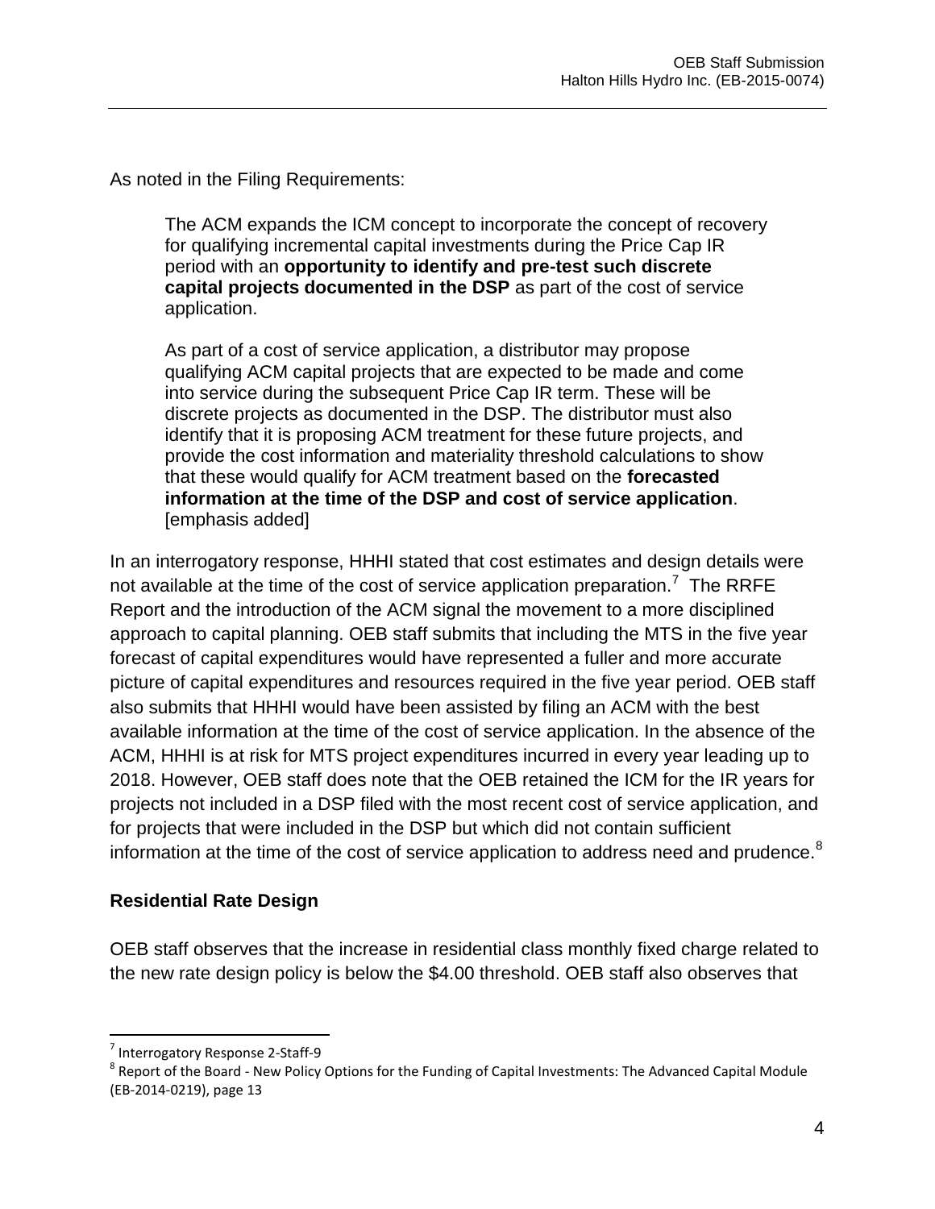As noted in the Filing Requirements:

> The ACM expands the ICM concept to incorporate the concept of recovery for qualifying incremental capital investments during the Price Cap IR period with an **opportunity to identify and pre-test such discrete capital projects documented in the DSP** as part of the cost of service application.
>
> As part of a cost of service application, a distributor may propose qualifying ACM capital projects that are expected to be made and come into service during the subsequent Price Cap IR term. These will be discrete projects as documented in the DSP. The distributor must also identify that it is proposing ACM treatment for these future projects, and provide the cost information and materiality threshold calculations to show that these would qualify for ACM treatment based on the **forecasted information at the time of the DSP and cost of service application**. [emphasis added]

In an interrogatory response, HHHI stated that cost estimates and design details were not available at the time of the cost of service application preparation.[7] The RRFE Report and the introduction of the ACM signal the movement to a more disciplined approach to capital planning. OEB staff submits that including the MTS in the five year forecast of capital expenditures would have represented a fuller and more accurate picture of capital expenditures and resources required in the five year period. OEB staff also submits that HHHI would have been assisted by filing an ACM with the best available information at the time of the cost of service application. In the absence of the ACM, HHHI is at risk for MTS project expenditures incurred in every year leading up to 2018. However, OEB staff does note that the OEB retained the ICM for the IR years for projects not included in a DSP filed with the most recent cost of service application, and for projects that were included in the DSP but which did not contain sufficient information at the time of the cost of service application to address need and prudence.[8]

## Residential Rate Design

OEB staff observes that the increase in residential class monthly fixed charge related to the new rate design policy is below the $4.00 threshold. OEB staff also observes that

---

[7] Interrogatory Response 2-Staff-9

[8] Report of the Board - New Policy Options for the Funding of Capital Investments: The Advanced Capital Module (EB-2014-0219), page 13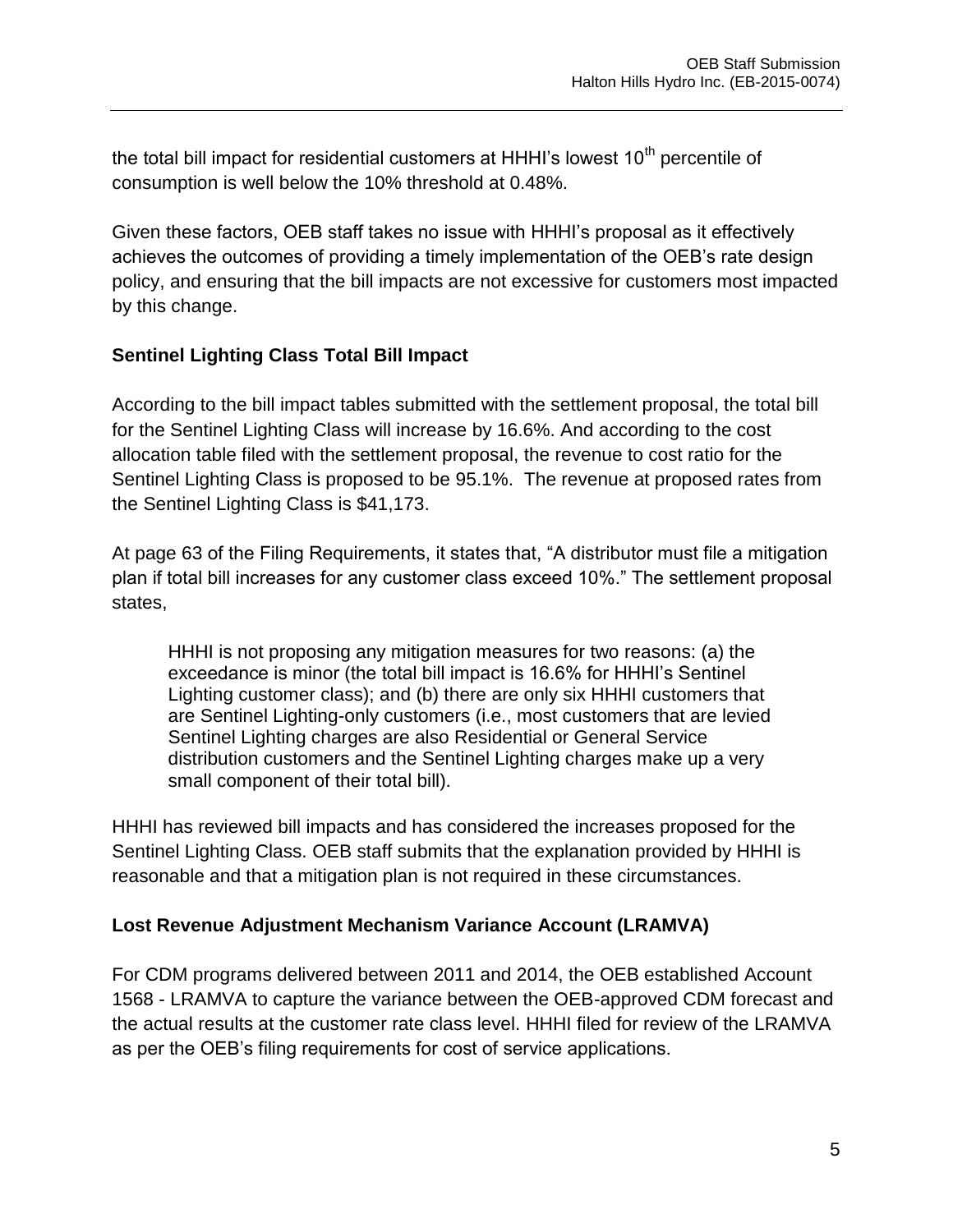the total bill impact for residential customers at HHHI's lowest 10th percentile of consumption is well below the 10% threshold at 0.48%.

Given these factors, OEB staff takes no issue with HHHI's proposal as it effectively achieves the outcomes of providing a timely implementation of the OEB's rate design policy, and ensuring that the bill impacts are not excessive for customers most impacted by this change.

### Sentinel Lighting Class Total Bill Impact

According to the bill impact tables submitted with the settlement proposal, the total bill for the Sentinel Lighting Class will increase by 16.6%. And according to the cost allocation table filed with the settlement proposal, the revenue to cost ratio for the Sentinel Lighting Class is proposed to be 95.1%. The revenue at proposed rates from the Sentinel Lighting Class is $41,173.

At page 63 of the Filing Requirements, it states that, "A distributor must file a mitigation plan if total bill increases for any customer class exceed 10%." The settlement proposal states,

> HHHI is not proposing any mitigation measures for two reasons: (a) the exceedance is minor (the total bill impact is 16.6% for HHHI's Sentinel Lighting customer class); and (b) there are only six HHHI customers that are Sentinel Lighting-only customers (i.e., most customers that are levied Sentinel Lighting charges are also Residential or General Service distribution customers and the Sentinel Lighting charges make up a very small component of their total bill).

HHHI has reviewed bill impacts and has considered the increases proposed for the Sentinel Lighting Class. OEB staff submits that the explanation provided by HHHI is reasonable and that a mitigation plan is not required in these circumstances.

### Lost Revenue Adjustment Mechanism Variance Account (LRAMVA)

For CDM programs delivered between 2011 and 2014, the OEB established Account 1568 - LRAMVA to capture the variance between the OEB-approved CDM forecast and the actual results at the customer rate class level. HHHI filed for review of the LRAMVA as per the OEB's filing requirements for cost of service applications.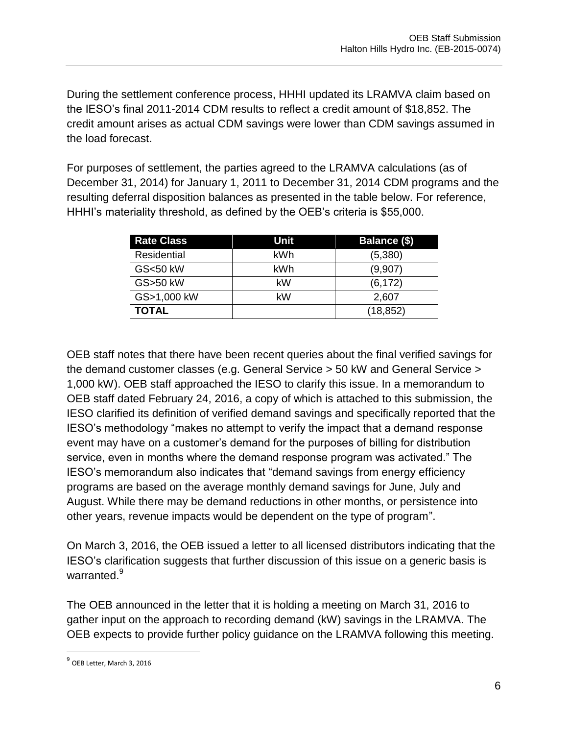During the settlement conference process, HHHI updated its LRAMVA claim based on the IESO's final 2011-2014 CDM results to reflect a credit amount of $18,852. The credit amount arises as actual CDM savings were lower than CDM savings assumed in the load forecast.

For purposes of settlement, the parties agreed to the LRAMVA calculations (as of December 31, 2014) for January 1, 2011 to December 31, 2014 CDM programs and the resulting deferral disposition balances as presented in the table below. For reference, HHHI's materiality threshold, as defined by the OEB's criteria is $55,000.

| Rate Class | Unit | Balance ($) |
|---|---|---|
| Residential | kWh | (5,380) |
| GS<50 kW | kWh | (9,907) |
| GS>50 kW | kW | (6,172) |
| GS>1,000 kW | kW | 2,607 |
| **TOTAL** | | (18,852) |

OEB staff notes that there have been recent queries about the final verified savings for the demand customer classes (e.g. General Service > 50 kW and General Service > 1,000 kW). OEB staff approached the IESO to clarify this issue. In a memorandum to OEB staff dated February 24, 2016, a copy of which is attached to this submission, the IESO clarified its definition of verified demand savings and specifically reported that the IESO's methodology "makes no attempt to verify the impact that a demand response event may have on a customer's demand for the purposes of billing for distribution service, even in months where the demand response program was activated." The IESO's memorandum also indicates that "demand savings from energy efficiency programs are based on the average monthly demand savings for June, July and August. While there may be demand reductions in other months, or persistence into other years, revenue impacts would be dependent on the type of program".

On March 3, 2016, the OEB issued a letter to all licensed distributors indicating that the IESO's clarification suggests that further discussion of this issue on a generic basis is warranted.[9]

The OEB announced in the letter that it is holding a meeting on March 31, 2016 to gather input on the approach to recording demand (kW) savings in the LRAMVA. The OEB expects to provide further policy guidance on the LRAMVA following this meeting.

[9] OEB Letter, March 3, 2016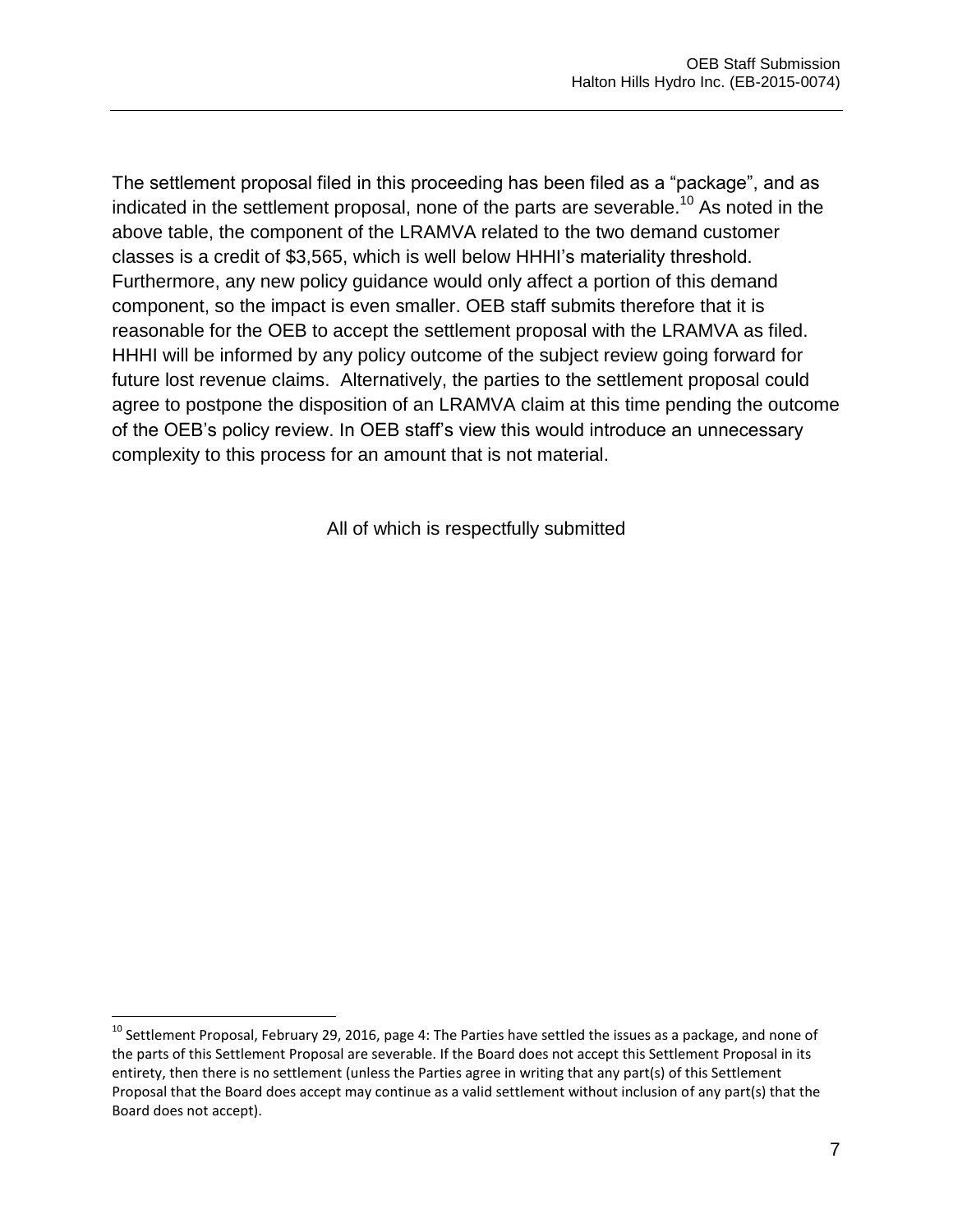The settlement proposal filed in this proceeding has been filed as a "package", and as indicated in the settlement proposal, none of the parts are severable.[10] As noted in the above table, the component of the LRAMVA related to the two demand customer classes is a credit of $3,565, which is well below HHHI's materiality threshold. Furthermore, any new policy guidance would only affect a portion of this demand component, so the impact is even smaller. OEB staff submits therefore that it is reasonable for the OEB to accept the settlement proposal with the LRAMVA as filed. HHHI will be informed by any policy outcome of the subject review going forward for future lost revenue claims. Alternatively, the parties to the settlement proposal could agree to postpone the disposition of an LRAMVA claim at this time pending the outcome of the OEB's policy review. In OEB staff's view this would introduce an unnecessary complexity to this process for an amount that is not material.

All of which is respectfully submitted

---

[10] Settlement Proposal, February 29, 2016, page 4: The Parties have settled the issues as a package, and none of the parts of this Settlement Proposal are severable. If the Board does not accept this Settlement Proposal in its entirety, then there is no settlement (unless the Parties agree in writing that any part(s) of this Settlement Proposal that the Board does accept may continue as a valid settlement without inclusion of any part(s) that the Board does not accept).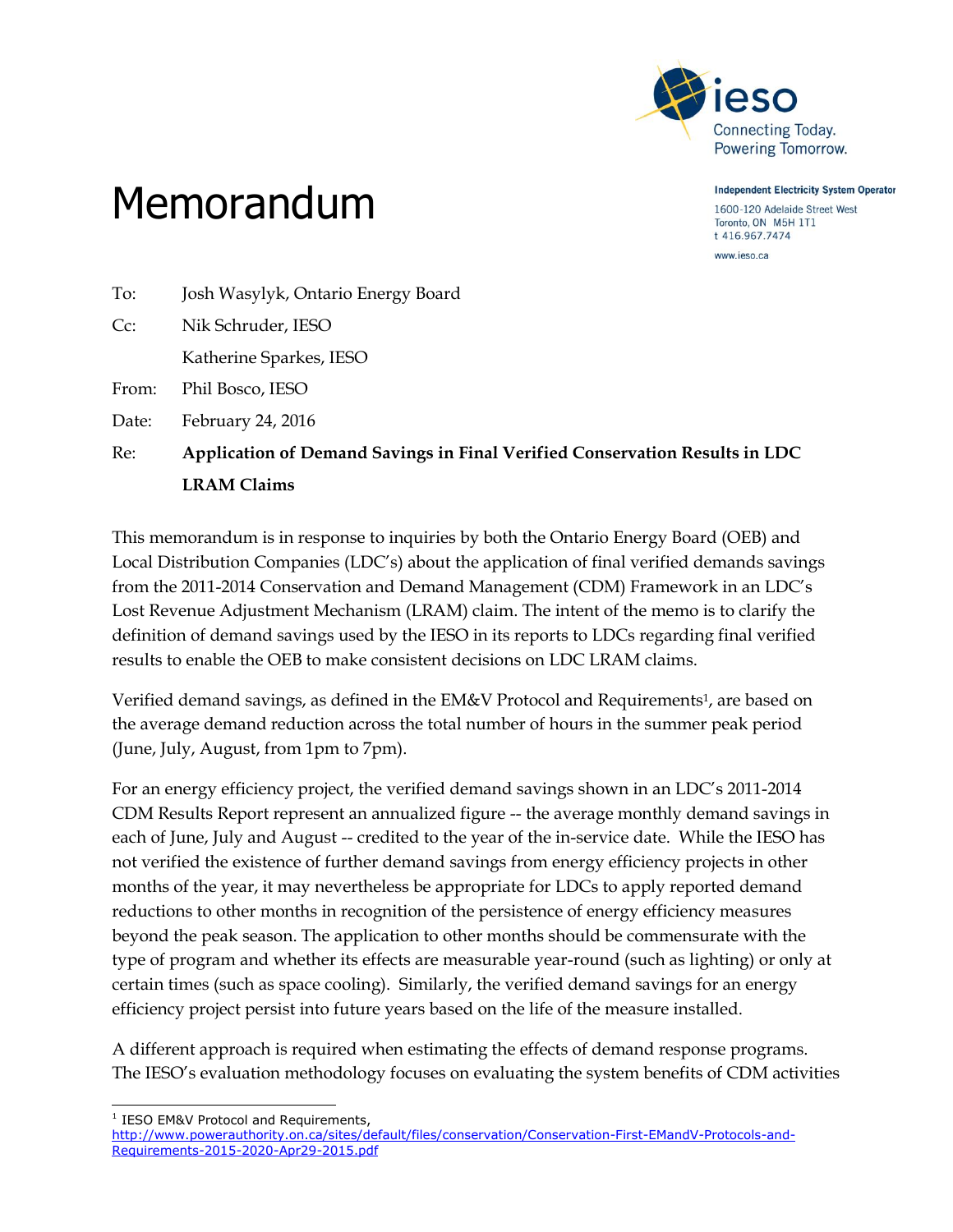# Memorandum

Independent Electricity System Operator

1600-120 Adelaide Street West
Toronto, ON M5H 1T1
t 416.967.7474

www.ieso.ca

To: Josh Wasylyk, Ontario Energy Board

Cc: Nik Schruder, IESO

Katherine Sparkes, IESO

From: Phil Bosco, IESO

Date: February 24, 2016

Re: **Application of Demand Savings in Final Verified Conservation Results in LDC LRAM Claims**

This memorandum is in response to inquiries by both the Ontario Energy Board (OEB) and Local Distribution Companies (LDC's) about the application of final verified demands savings from the 2011-2014 Conservation and Demand Management (CDM) Framework in an LDC's Lost Revenue Adjustment Mechanism (LRAM) claim. The intent of the memo is to clarify the definition of demand savings used by the IESO in its reports to LDCs regarding final verified results to enable the OEB to make consistent decisions on LDC LRAM claims.

Verified demand savings, as defined in the EM&V Protocol and Requirements[1], are based on the average demand reduction across the total number of hours in the summer peak period (June, July, August, from 1pm to 7pm).

For an energy efficiency project, the verified demand savings shown in an LDC's 2011-2014 CDM Results Report represent an annualized figure -- the average monthly demand savings in each of June, July and August -- credited to the year of the in-service date. While the IESO has not verified the existence of further demand savings from energy efficiency projects in other months of the year, it may nevertheless be appropriate for LDCs to apply reported demand reductions to other months in recognition of the persistence of energy efficiency measures beyond the peak season. The application to other months should be commensurate with the type of program and whether its effects are measurable year-round (such as lighting) or only at certain times (such as space cooling). Similarly, the verified demand savings for an energy efficiency project persist into future years based on the life of the measure installed.

A different approach is required when estimating the effects of demand response programs. The IESO's evaluation methodology focuses on evaluating the system benefits of CDM activities

---

[1] IESO EM&V Protocol and Requirements, http://www.powerauthority.on.ca/sites/default/files/conservation/Conservation-First-EMandV-Protocols-and-Requirements-2015-2020-Apr29-2015.pdf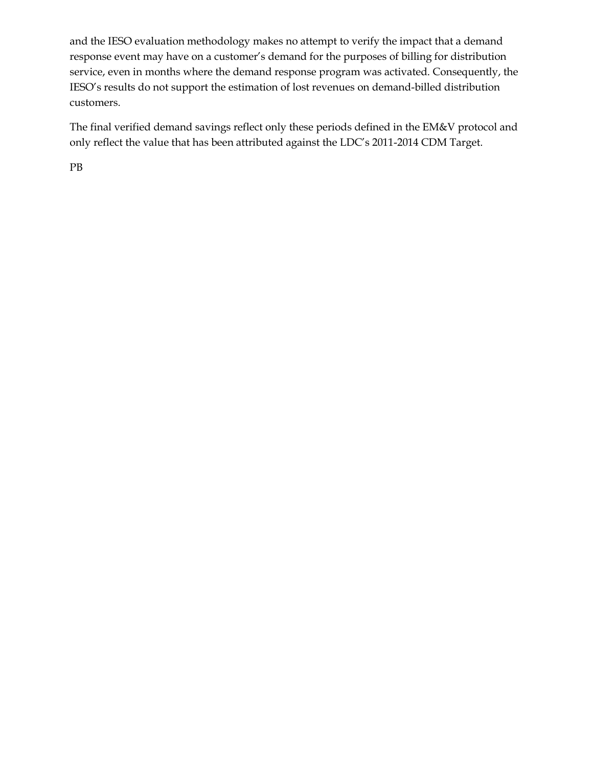and the IESO evaluation methodology makes no attempt to verify the impact that a demand response event may have on a customer's demand for the purposes of billing for distribution service, even in months where the demand response program was activated. Consequently, the IESO's results do not support the estimation of lost revenues on demand-billed distribution customers.

The final verified demand savings reflect only these periods defined in the EM&V protocol and only reflect the value that has been attributed against the LDC's 2011-2014 CDM Target.

PB